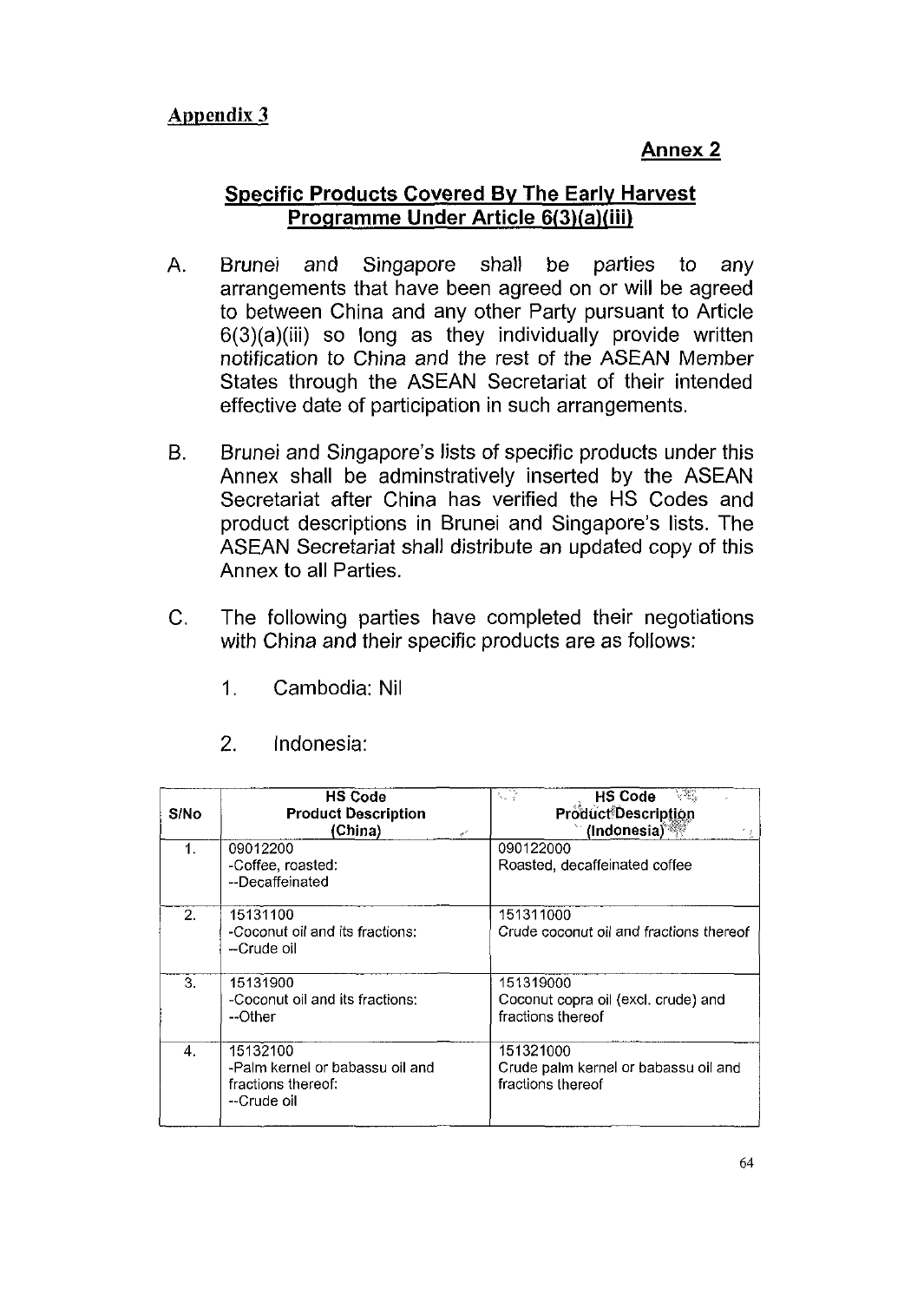**Appendix 3**

**Annex 2**

## Specific Products Covered By The Early Harvest Programme Under Article 6(3)(a)(iii)

A. Brunei and Singapore shall be parties to any arrangements that have been agreed on or will be agreed to between China and any other Party pursuant to Article 6(3)(a)(iii) so long as they individually provide written notification to China and the rest of the ASEAN Member States through the ASEAN Secretariat of their intended effective date of participation in such arrangements.

B. Brunei and Singapore's lists of specific products under this Annex shall be adminstratively inserted by the ASEAN Secretariat after China has verified the HS Codes and product descriptions in Brunei and Singapore's lists. The ASEAN Secretariat shall distribute an updated copy of this Annex to all Parties.

C. The following parties have completed their negotiations with China and their specific products are as follows:

1. Cambodia: Nil

2. Indonesia:

| S/No | HS Code<br>Product Description<br>(China) | HS Code<br>Product Description<br>(Indonesia) |
|---|---|---|
| 1. | 09012200<br>-Coffee, roasted:<br>--Decaffeinated | 090122000<br>Roasted, decaffeinated coffee |
| 2. | 15131100<br>-Coconut oil and its fractions:<br>--Crude oil | 151311000<br>Crude coconut oil and fractions thereof |
| 3. | 15131900<br>-Coconut oil and its fractions:<br>--Other | 151319000<br>Coconut copra oil (excl. crude) and fractions thereof |
| 4. | 15132100<br>-Palm kernel or babassu oil and fractions thereof:<br>--Crude oil | 151321000<br>Crude palm kernel or babassu oil and fractions thereof |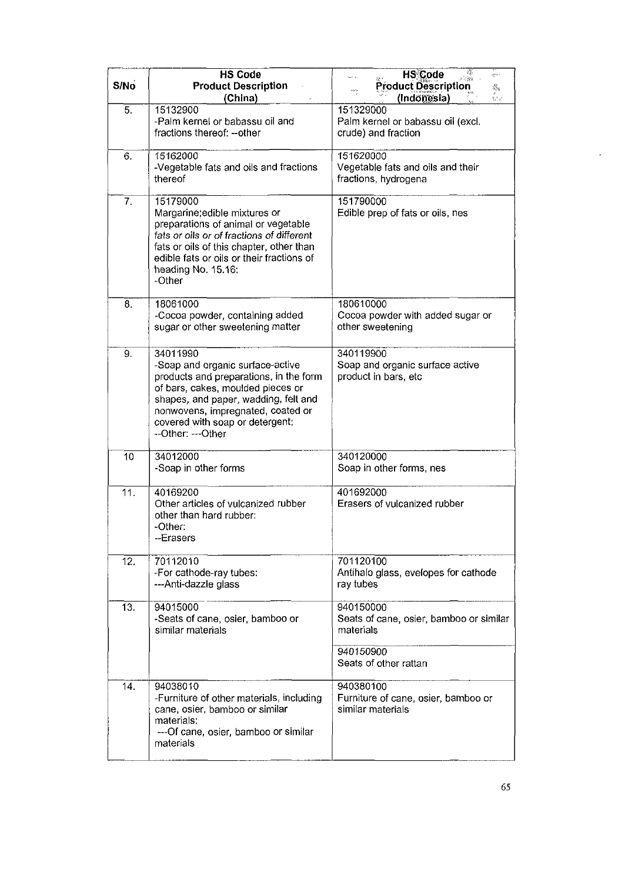| S/No | HS Code<br>Product Description<br>(China) | HS Code<br>Product Description<br>(Indonesia) |
|---|---|---|
| 5. | 15132900<br>-Palm kernel or babassu oil and fractions thereof: --other | 151329000<br>Palm kernel or babassu oil (excl. crude) and fraction |
| 6. | 15162000<br>-Vegetable fats and oils and fractions thereof | 151620000<br>Vegetable fats and oils and their fractions, hydrogena |
| 7. | 15179000<br>Margarine;edible mixtures or preparations of animal or vegetable fats or oils or of fractions of different fats or oils of this chapter, other than edible fats or oils or their fractions of heading No. 15.16:<br>-Other | 151790000<br>Edible prep of fats or oils, nes |
| 8. | 18061000<br>-Cocoa powder, containing added sugar or other sweetening matter | 180610000<br>Cocoa powder with added sugar or other sweetening |
| 9. | 34011990<br>-Soap and organic surface-active products and preparations, in the form of bars, cakes, moulded pieces or shapes, and paper, wadding, felt and nonwovens, impregnated, coated or covered with soap or detergent:<br>--Other: ---Other | 340119900<br>Soap and organic surface active product in bars, etc |
| 10 | 34012000<br>-Soap in other forms | 340120000<br>Soap in other forms, nes |
| 11. | 40169200<br>Other articles of vulcanized rubber other than hard rubber:<br>-Other:<br>--Erasers | 401692000<br>Erasers of vulcanized rubber |
| 12. | 70112010<br>-For cathode-ray tubes:<br>---Anti-dazzle glass | 701120100<br>Antihalo glass, evelopes for cathode ray tubes |
| 13. | 94015000<br>-Seats of cane, osier, bamboo or similar materials | 940150000<br>Seats of cane, osier, bamboo or similar materials<br><br>940150900<br>Seats of other rattan |
| 14. | 94038010<br>-Furniture of other materials, including cane, osier, bamboo or similar materials:<br>---Of cane, osier, bamboo or similar materials | 940380100<br>Furniture of cane, osier, bamboo or similar materials |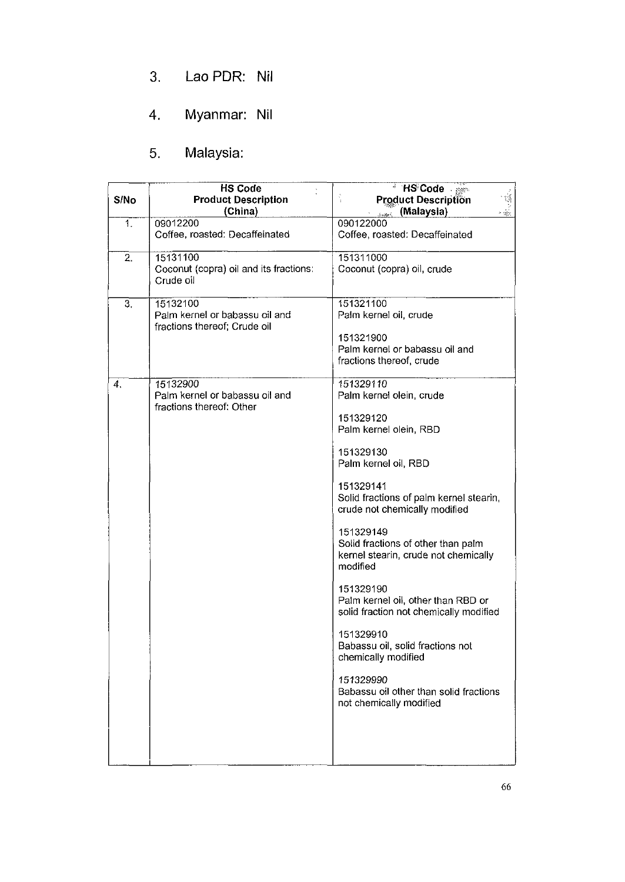3. Lao PDR: Nil

4. Myanmar: Nil

5. Malaysia:

| S/No | HS Code<br>Product Description<br>(China) | HS Code<br>Product Description<br>(Malaysia) |
|---|---|---|
| 1. | 09012200<br>Coffee, roasted: Decaffeinated | 090122000<br>Coffee, roasted: Decaffeinated |
| 2. | 15131100<br>Coconut (copra) oil and its fractions: Crude oil | 151311000<br>Coconut (copra) oil, crude |
| 3. | 15132100<br>Palm kernel or babassu oil and fractions thereof; Crude oil | 151321100<br>Palm kernel oil, crude<br><br>151321900<br>Palm kernel or babassu oil and fractions thereof, crude |
| 4. | 15132900<br>Palm kernel or babassu oil and fractions thereof: Other | 151329110<br>Palm kernel olein, crude<br><br>151329120<br>Palm kernel olein, RBD<br><br>151329130<br>Palm kernel oil, RBD<br><br>151329141<br>Solid fractions of palm kernel stearin, crude not chemically modified<br><br>151329149<br>Solid fractions of other than palm kernel stearin, crude not chemically modified<br><br>151329190<br>Palm kernel oil, other than RBD or solid fraction not chemically modified<br><br>151329910<br>Babassu oil, solid fractions not chemically modified<br><br>151329990<br>Babassu oil other than solid fractions not chemically modified |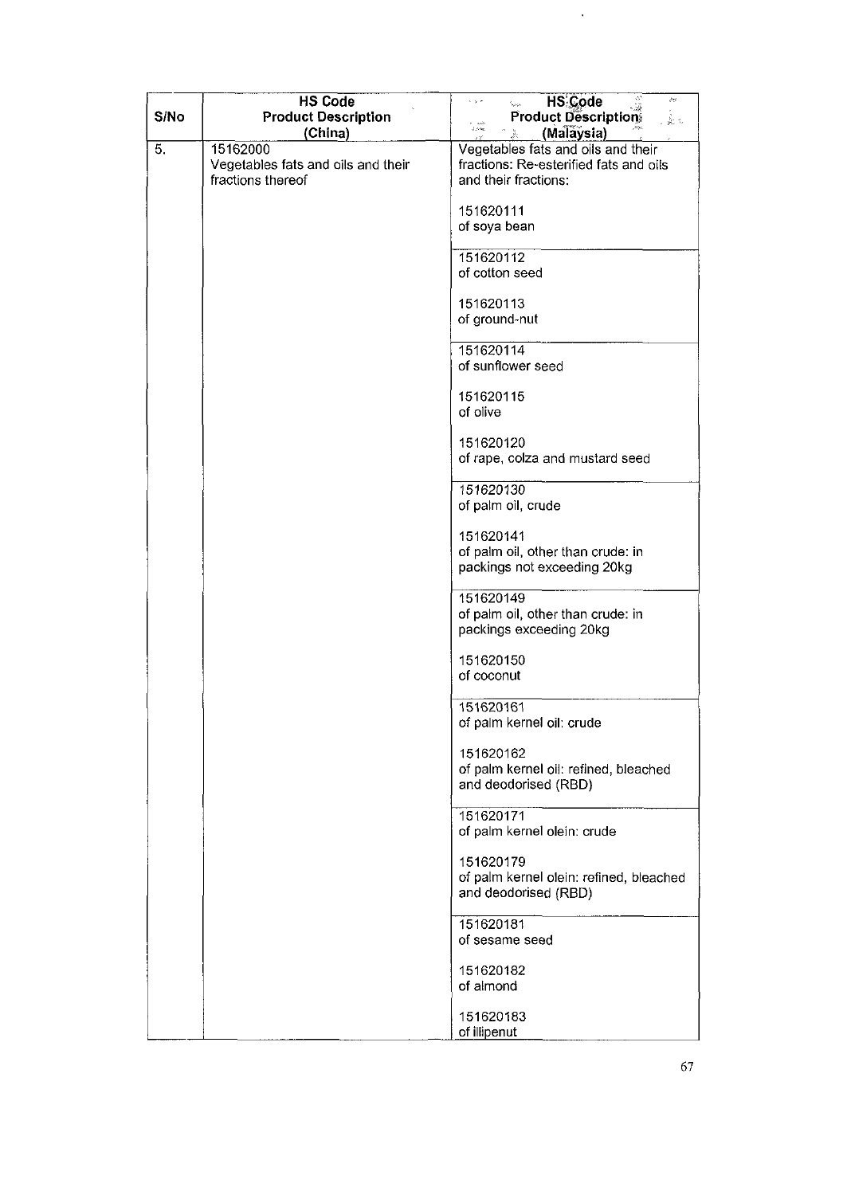| S/No | HS Code<br>Product Description<br>(China) | HS Code<br>Product Description<br>(Malaysia) |
| --- | --- | --- |
| 5. | 15162000<br>Vegetables fats and oils and their fractions thereof | Vegetables fats and oils and their fractions: Re-esterified fats and oils and their fractions:<br><br>151620111<br>of soya bean |
| | | 151620112<br>of cotton seed<br><br>151620113<br>of ground-nut |
| | | 151620114<br>of sunflower seed<br><br>151620115<br>of olive<br><br>151620120<br>of rape, colza and mustard seed |
| | | 151620130<br>of palm oil, crude<br><br>151620141<br>of palm oil, other than crude: in packings not exceeding 20kg |
| | | 151620149<br>of palm oil, other than crude: in packings exceeding 20kg<br><br>151620150<br>of coconut |
| | | 151620161<br>of palm kernel oil: crude<br><br>151620162<br>of palm kernel oil: refined, bleached and deodorised (RBD) |
| | | 151620171<br>of palm kernel olein: crude<br><br>151620179<br>of palm kernel olein: refined, bleached and deodorised (RBD) |
| | | 151620181<br>of sesame seed<br><br>151620182<br>of almond<br><br>151620183<br>of illipenut |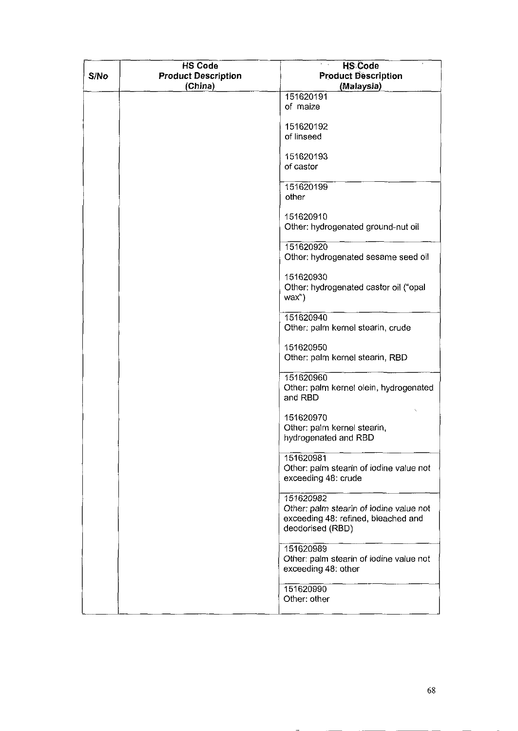| S/No | HS Code<br>Product Description<br>(China) | HS Code<br>Product Description<br>(Malaysia) |
|---|---|---|
| | | 151620191<br>of maize<br><br>151620192<br>of linseed<br><br>151620193<br>of castor |
| | | 151620199<br>other<br><br>151620910<br>Other: hydrogenated ground-nut oil |
| | | 151620920<br>Other: hydrogenated sesame seed oil<br><br>151620930<br>Other: hydrogenated castor oil ("opal wax") |
| | | 151620940<br>Other: palm kernel stearin, crude<br><br>151620950<br>Other: palm kernel stearin, RBD |
| | | 151620960<br>Other: palm kernel olein, hydrogenated and RBD<br><br>151620970<br>Other: palm kernel stearin, hydrogenated and RBD |
| | | 151620981<br>Other: palm stearin of iodine value not exceeding 48: crude |
| | | 151620982<br>Other: palm stearin of iodine value not exceeding 48: refined, bleached and deodorised (RBD) |
| | | 151620989<br>Other: palm stearin of iodine value not exceeding 48: other |
| | | 151620990<br>Other: other |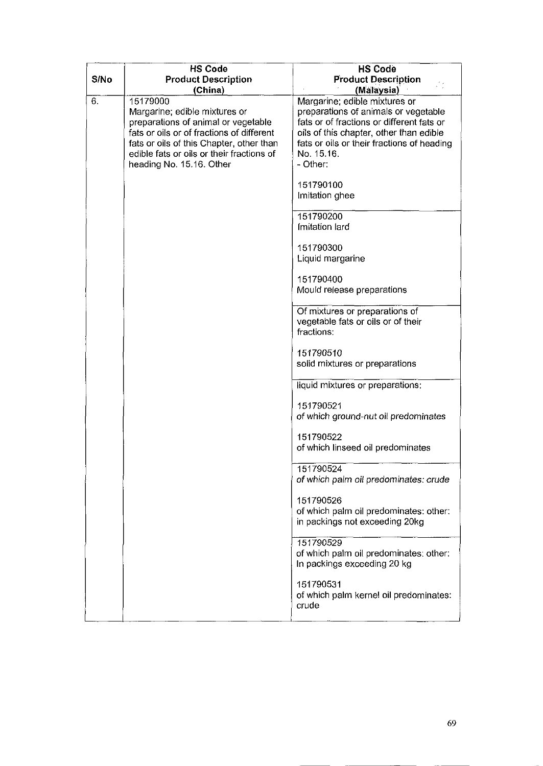| S/No | HS Code<br>Product Description<br>(China) | HS Code<br>Product Description<br>(Malaysia) |
|---|---|---|
| 6. | 15179000<br>Margarine; edible mixtures or preparations of animal or vegetable fats or oils or of fractions of different fats or oils of this Chapter, other than edible fats or oils or their fractions of heading No. 15.16. Other | Margarine; edible mixtures or preparations of animals or vegetable fats or of fractions or different fats or oils of this chapter, other than edible fats or oils or their fractions of heading No. 15.16.<br>- Other:<br><br>151790100<br>Imitation ghee |
| | | 151790200<br>Imitation lard<br><br>151790300<br>Liquid margarine<br><br>151790400<br>Mould release preparations |
| | | Of mixtures or preparations of vegetable fats or oils or of their fractions:<br><br>151790510<br>solid mixtures or preparations |
| | | liquid mixtures or preparations:<br><br>151790521<br>*of which ground-nut oil predominates*<br><br>151790522<br>of which linseed oil predominates |
| | | 151790524<br>*of which palm oil predominates: crude*<br><br>151790526<br>of which palm oil predominates: other: in packings not exceeding 20kg |
| | | 151790529<br>of which palm oil predominates: other: In packings exceeding 20 kg<br><br>151790531<br>of which palm kernel oil predominates: crude |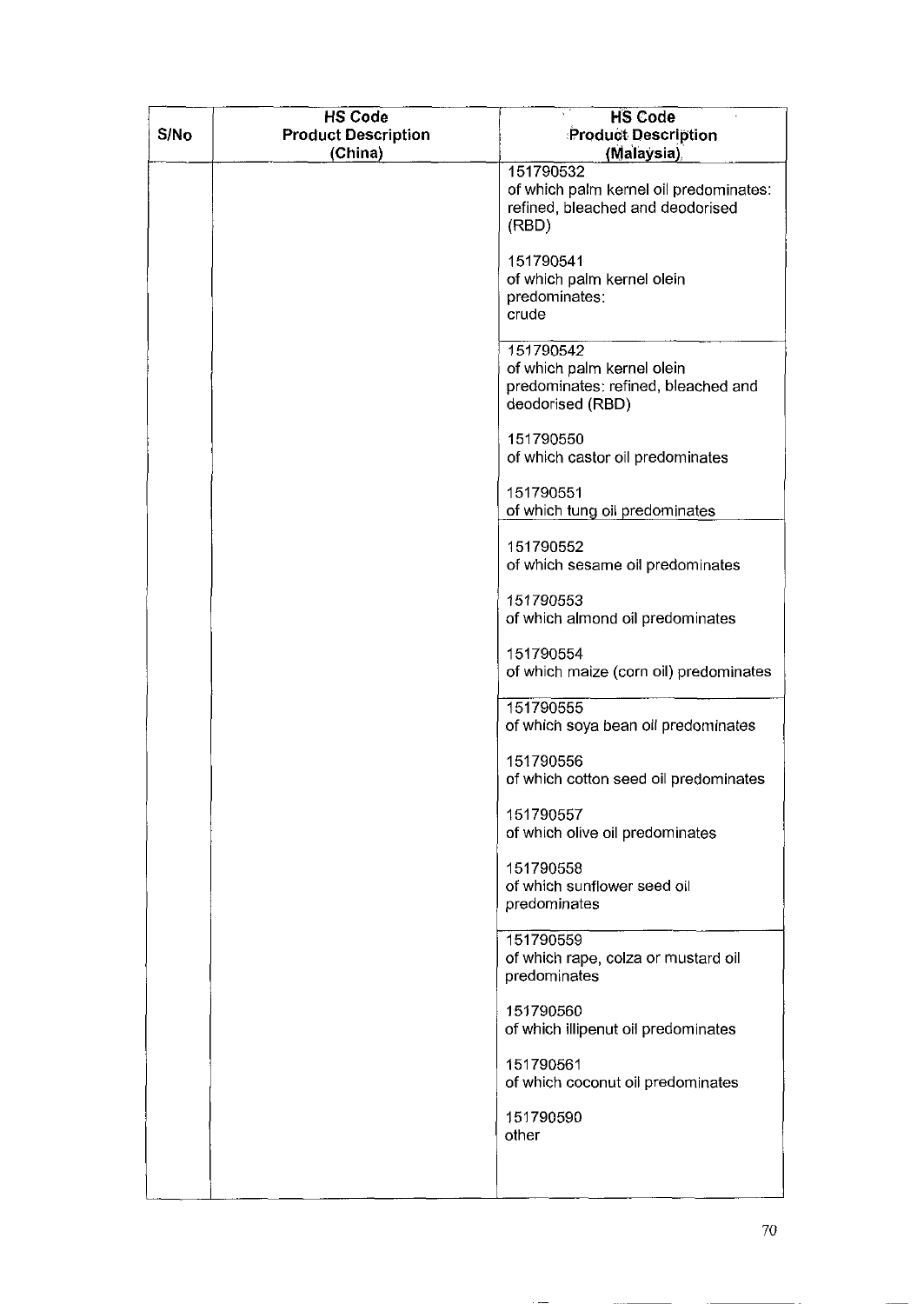| S/No | HS Code Product Description (China) | HS Code Product Description (Malaysia) |
|---|---|---|
| | | 151790532 of which palm kernel oil predominates: refined, bleached and deodorised (RBD)<br><br>151790541 of which palm kernel olein predominates: crude |
| | | 151790542 of which palm kernel olein predominates: refined, bleached and deodorised (RBD)<br><br>151790550 of which castor oil predominates<br><br>151790551 of which tung oil predominates |
| | | 151790552 of which sesame oil predominates<br><br>151790553 of which almond oil predominates<br><br>151790554 of which maize (corn oil) predominates |
| | | 151790555 of which soya bean oil predominates<br><br>151790556 of which cotton seed oil predominates<br><br>151790557 of which olive oil predominates<br><br>151790558 of which sunflower seed oil predominates |
| | | 151790559 of which rape, colza or mustard oil predominates<br><br>151790560 of which illipenut oil predominates<br><br>151790561 of which coconut oil predominates<br><br>151790590 other |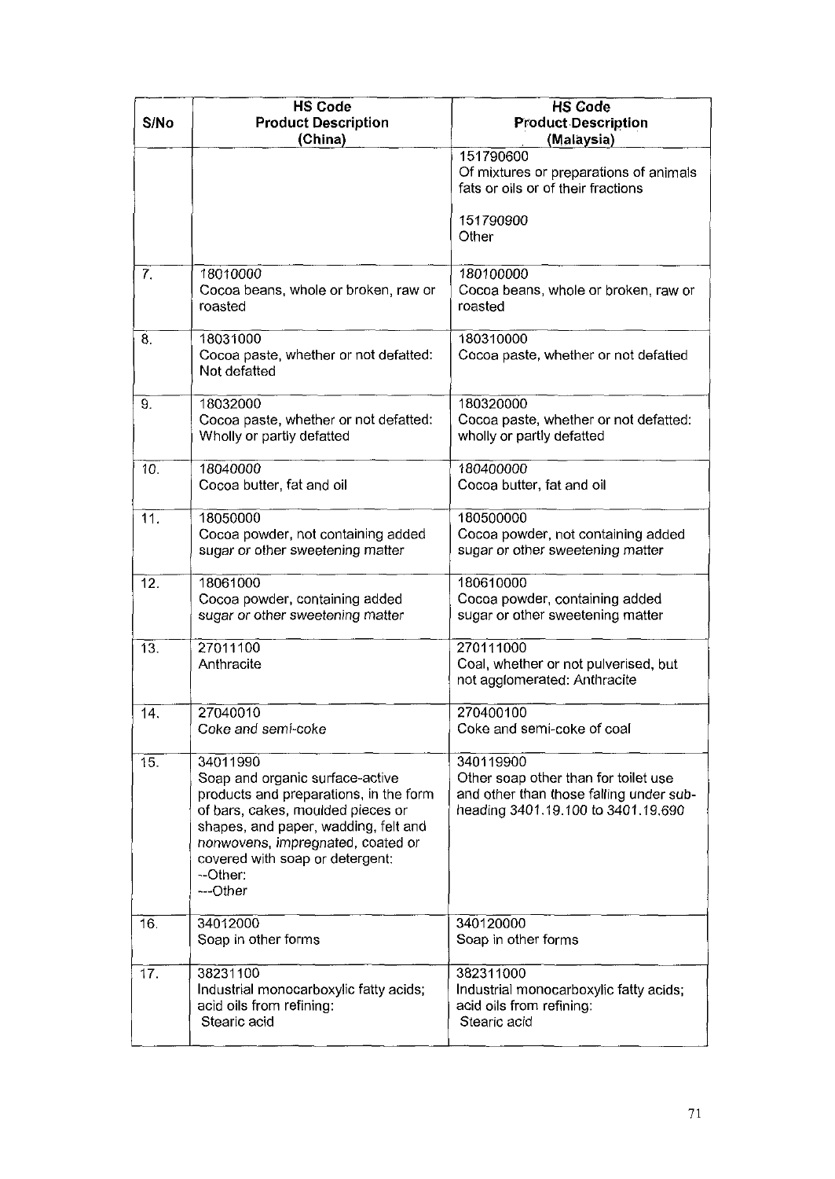| S/No | HS Code<br>Product Description<br>(China) | HS Code<br>Product Description<br>(Malaysia) |
|---|---|---|
| | | 151790600<br>Of mixtures or preparations of animals fats or oils or of their fractions<br><br>151790900<br>Other |
| 7. | 18010000<br>Cocoa beans, whole or broken, raw or roasted | 180100000<br>Cocoa beans, whole or broken, raw or roasted |
| 8. | 18031000<br>Cocoa paste, whether or not defatted: Not defatted | 180310000<br>Cocoa paste, whether or not defatted |
| 9. | 18032000<br>Cocoa paste, whether or not defatted: Wholly or partly defatted | 180320000<br>Cocoa paste, whether or not defatted: wholly or partly defatted |
| 10. | 18040000<br>Cocoa butter, fat and oil | 180400000<br>Cocoa butter, fat and oil |
| 11. | 18050000<br>Cocoa powder, not containing added sugar or other sweetening matter | 180500000<br>Cocoa powder, not containing added sugar or other sweetening matter |
| 12. | 18061000<br>Cocoa powder, containing added sugar or other sweetening matter | 180610000<br>Cocoa powder, containing added sugar or other sweetening matter |
| 13. | 27011100<br>Anthracite | 270111000<br>Coal, whether or not pulverised, but not agglomerated: Anthracite |
| 14. | 27040010<br>Coke and semi-coke | 270400100<br>Coke and semi-coke of coal |
| 15. | 34011990<br>Soap and organic surface-active products and preparations, in the form of bars, cakes, moulded pieces or shapes, and paper, wadding, felt and nonwovens, impregnated, coated or covered with soap or detergent:<br>--Other:<br>---Other | 340119900<br>Other soap other than for toilet use and other than those falling under sub-heading 3401.19.100 to 3401.19.690 |
| 16. | 34012000<br>Soap in other forms | 340120000<br>Soap in other forms |
| 17. | 38231100<br>Industrial monocarboxylic fatty acids; acid oils from refining:<br>Stearic acid | 382311000<br>Industrial monocarboxylic fatty acids; acid oils from refining:<br>Stearic acid |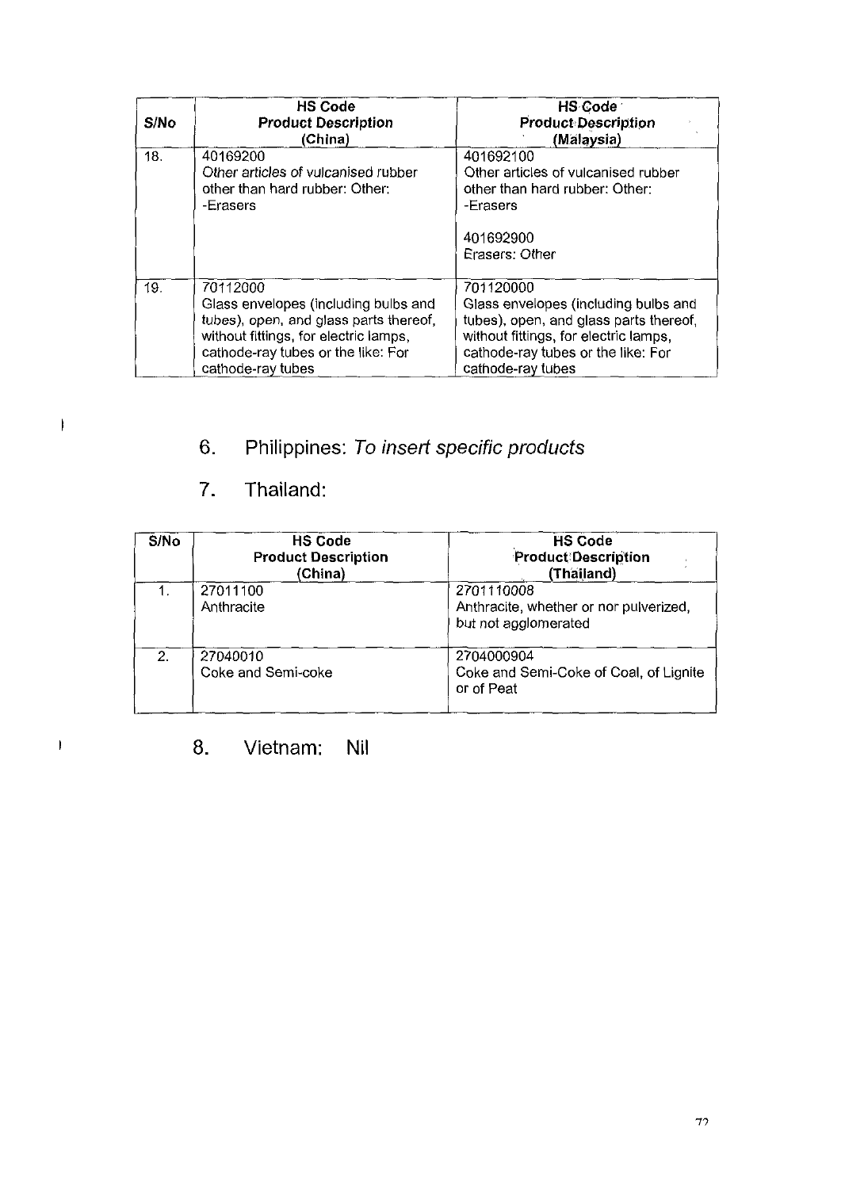| S/No | HS Code<br>Product Description<br>(China) | HS Code<br>Product Description<br>(Malaysia) |
|---|---|---|
| 18. | 40169200<br>*Other articles of vulcanised rubber* other than hard rubber: Other:<br>-Erasers | 401692100<br>Other articles of vulcanised rubber other than hard rubber: Other:<br>-Erasers<br><br>401692900<br>Erasers: Other |
| 19. | 70112000<br>Glass envelopes (including bulbs and tubes), open, and glass parts thereof, without fittings, for electric lamps, cathode-ray tubes or the like: For cathode-ray tubes | 701120000<br>Glass envelopes (including bulbs and tubes), open, and glass parts thereof, without fittings, for electric lamps, cathode-ray tubes or the like: For cathode-ray tubes |

6. Philippines: *To insert specific products*

7. Thailand:

| S/No | HS Code<br>Product Description<br>(China) | HS Code<br>Product Description<br>(Thailand) |
|---|---|---|
| 1. | 27011100<br>Anthracite | 2701110008<br>Anthracite, whether or nor pulverized, but not agglomerated |
| 2. | 27040010<br>Coke and Semi-coke | 2704000904<br>Coke and Semi-Coke of Coal, of Lignite or of Peat |

8. Vietnam: Nil